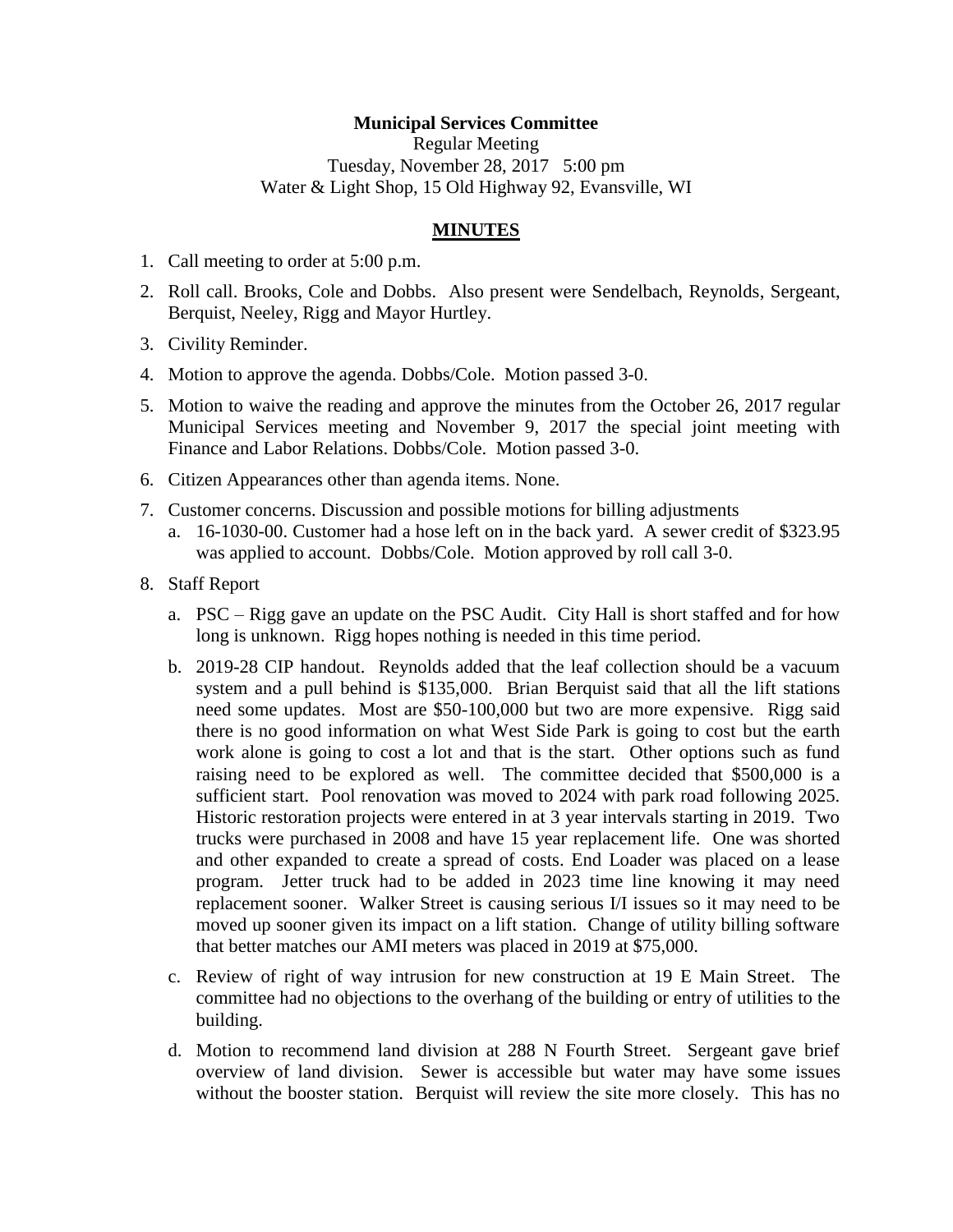**Municipal Services Committee**
Regular Meeting
Tuesday, November 28, 2017 5:00 pm
Water & Light Shop, 15 Old Highway 92, Evansville, WI

**MINUTES**

1. Call meeting to order at 5:00 p.m.
2. Roll call. Brooks, Cole and Dobbs. Also present were Sendelbach, Reynolds, Sergeant, Berquist, Neeley, Rigg and Mayor Hurtley.
3. Civility Reminder.
4. Motion to approve the agenda. Dobbs/Cole. Motion passed 3-0.
5. Motion to waive the reading and approve the minutes from the October 26, 2017 regular Municipal Services meeting and November 9, 2017 the special joint meeting with Finance and Labor Relations. Dobbs/Cole. Motion passed 3-0.
6. Citizen Appearances other than agenda items. None.
7. Customer concerns. Discussion and possible motions for billing adjustments
   a. 16-1030-00. Customer had a hose left on in the back yard. A sewer credit of $323.95 was applied to account. Dobbs/Cole. Motion approved by roll call 3-0.
8. Staff Report
   a. PSC – Rigg gave an update on the PSC Audit. City Hall is short staffed and for how long is unknown. Rigg hopes nothing is needed in this time period.
   b. 2019-28 CIP handout. Reynolds added that the leaf collection should be a vacuum system and a pull behind is $135,000. Brian Berquist said that all the lift stations need some updates. Most are $50-100,000 but two are more expensive. Rigg said there is no good information on what West Side Park is going to cost but the earth work alone is going to cost a lot and that is the start. Other options such as fund raising need to be explored as well. The committee decided that $500,000 is a sufficient start. Pool renovation was moved to 2024 with park road following 2025. Historic restoration projects were entered in at 3 year intervals starting in 2019. Two trucks were purchased in 2008 and have 15 year replacement life. One was shorted and other expanded to create a spread of costs. End Loader was placed on a lease program. Jetter truck had to be added in 2023 time line knowing it may need replacement sooner. Walker Street is causing serious I/I issues so it may need to be moved up sooner given its impact on a lift station. Change of utility billing software that better matches our AMI meters was placed in 2019 at $75,000.
   c. Review of right of way intrusion for new construction at 19 E Main Street. The committee had no objections to the overhang of the building or entry of utilities to the building.
   d. Motion to recommend land division at 288 N Fourth Street. Sergeant gave brief overview of land division. Sewer is accessible but water may have some issues without the booster station. Berquist will review the site more closely. This has no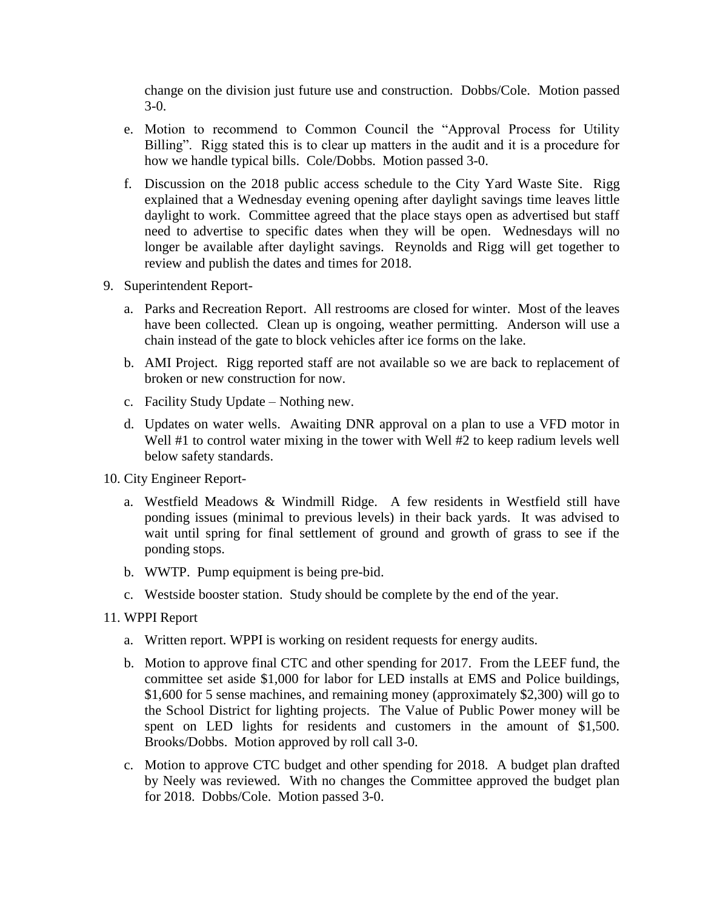change on the division just future use and construction. Dobbs/Cole. Motion passed 3-0.

e. Motion to recommend to Common Council the "Approval Process for Utility Billing". Rigg stated this is to clear up matters in the audit and it is a procedure for how we handle typical bills. Cole/Dobbs. Motion passed 3-0.

f. Discussion on the 2018 public access schedule to the City Yard Waste Site. Rigg explained that a Wednesday evening opening after daylight savings time leaves little daylight to work. Committee agreed that the place stays open as advertised but staff need to advertise to specific dates when they will be open. Wednesdays will no longer be available after daylight savings. Reynolds and Rigg will get together to review and publish the dates and times for 2018.

9. Superintendent Report-

   a. Parks and Recreation Report. All restrooms are closed for winter. Most of the leaves have been collected. Clean up is ongoing, weather permitting. Anderson will use a chain instead of the gate to block vehicles after ice forms on the lake.

   b. AMI Project. Rigg reported staff are not available so we are back to replacement of broken or new construction for now.

   c. Facility Study Update – Nothing new.

   d. Updates on water wells. Awaiting DNR approval on a plan to use a VFD motor in Well #1 to control water mixing in the tower with Well #2 to keep radium levels well below safety standards.

10. City Engineer Report-

    a. Westfield Meadows & Windmill Ridge. A few residents in Westfield still have ponding issues (minimal to previous levels) in their back yards. It was advised to wait until spring for final settlement of ground and growth of grass to see if the ponding stops.

    b. WWTP. Pump equipment is being pre-bid.

    c. Westside booster station. Study should be complete by the end of the year.

11. WPPI Report

    a. Written report. WPPI is working on resident requests for energy audits.

    b. Motion to approve final CTC and other spending for 2017. From the LEEF fund, the committee set aside $1,000 for labor for LED installs at EMS and Police buildings, $1,600 for 5 sense machines, and remaining money (approximately $2,300) will go to the School District for lighting projects. The Value of Public Power money will be spent on LED lights for residents and customers in the amount of $1,500. Brooks/Dobbs. Motion approved by roll call 3-0.

    c. Motion to approve CTC budget and other spending for 2018. A budget plan drafted by Neely was reviewed. With no changes the Committee approved the budget plan for 2018. Dobbs/Cole. Motion passed 3-0.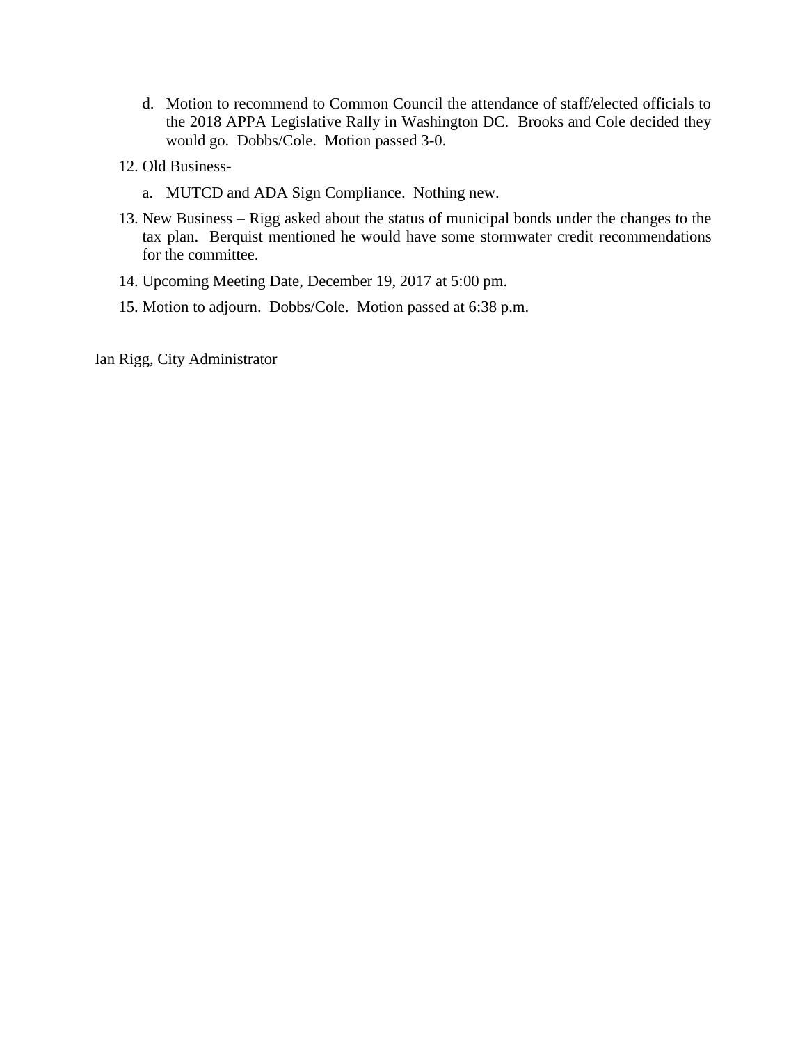d. Motion to recommend to Common Council the attendance of staff/elected officials to the 2018 APPA Legislative Rally in Washington DC. Brooks and Cole decided they would go. Dobbs/Cole. Motion passed 3-0.

12. Old Business-

    a. MUTCD and ADA Sign Compliance. Nothing new.

13. New Business – Rigg asked about the status of municipal bonds under the changes to the tax plan. Berquist mentioned he would have some stormwater credit recommendations for the committee.

14. Upcoming Meeting Date, December 19, 2017 at 5:00 pm.

15. Motion to adjourn. Dobbs/Cole. Motion passed at 6:38 p.m.

Ian Rigg, City Administrator